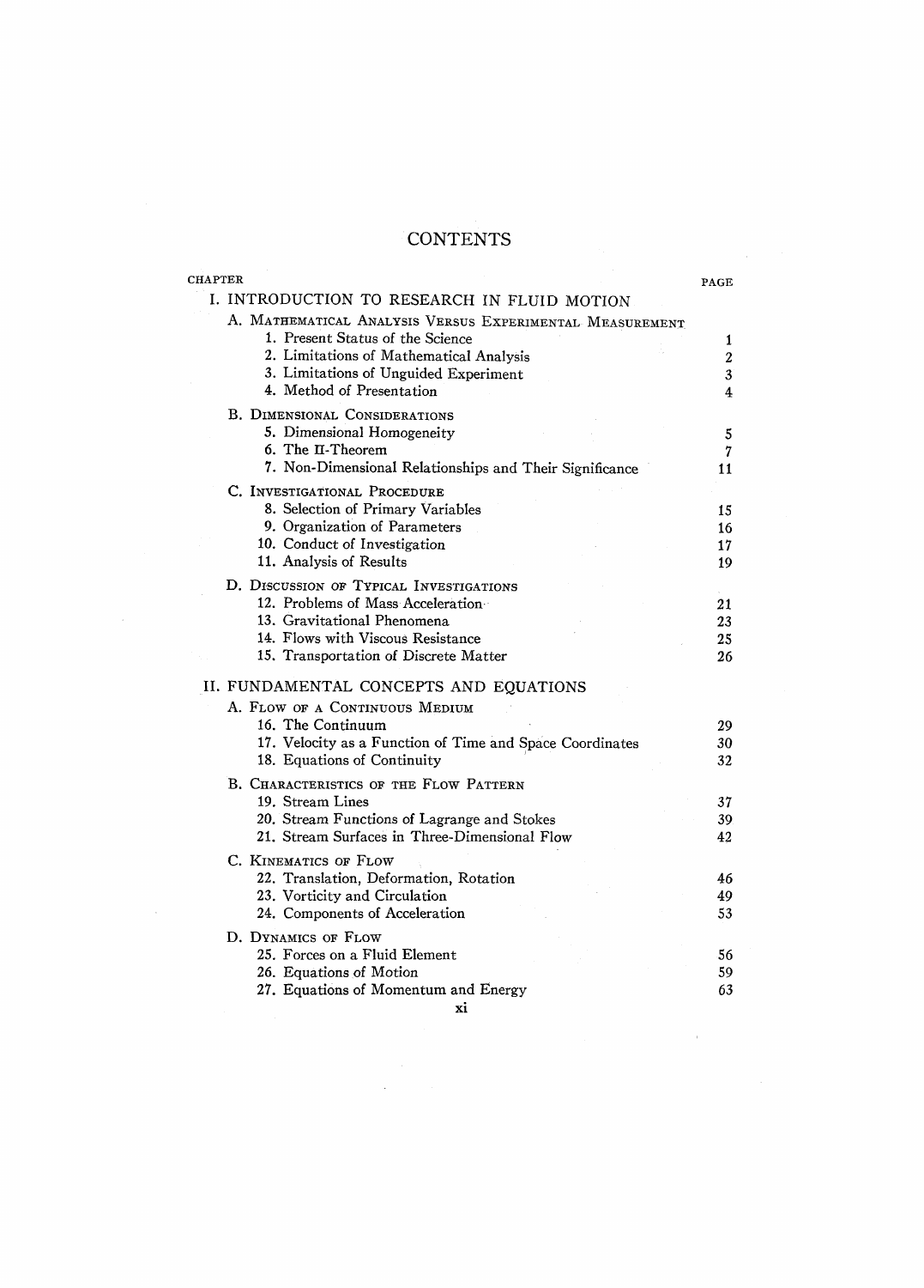# CONTENTS

| CHAPTER | PAGE |
|---|---|
| **I. INTRODUCTION TO RESEARCH IN FLUID MOTION** | |
| A. Mathematical Analysis Versus Experimental Measurement | |
| 1. Present Status of the Science | 1 |
| 2. Limitations of Mathematical Analysis | 2 |
| 3. Limitations of Unguided Experiment | 3 |
| 4. Method of Presentation | 4 |
| B. Dimensional Considerations | |
| 5. Dimensional Homogeneity | 5 |
| 6. The Π-Theorem | 7 |
| 7. Non-Dimensional Relationships and Their Significance | 11 |
| C. Investigational Procedure | |
| 8. Selection of Primary Variables | 15 |
| 9. Organization of Parameters | 16 |
| 10. Conduct of Investigation | 17 |
| 11. Analysis of Results | 19 |
| D. Discussion of Typical Investigations | |
| 12. Problems of Mass Acceleration | 21 |
| 13. Gravitational Phenomena | 23 |
| 14. Flows with Viscous Resistance | 25 |
| 15. Transportation of Discrete Matter | 26 |
| **II. FUNDAMENTAL CONCEPTS AND EQUATIONS** | |
| A. Flow of a Continuous Medium | |
| 16. The Continuum | 29 |
| 17. Velocity as a Function of Time and Space Coordinates | 30 |
| 18. Equations of Continuity | 32 |
| B. Characteristics of the Flow Pattern | |
| 19. Stream Lines | 37 |
| 20. Stream Functions of Lagrange and Stokes | 39 |
| 21. Stream Surfaces in Three-Dimensional Flow | 42 |
| C. Kinematics of Flow | |
| 22. Translation, Deformation, Rotation | 46 |
| 23. Vorticity and Circulation | 49 |
| 24. Components of Acceleration | 53 |
| D. Dynamics of Flow | |
| 25. Forces on a Fluid Element | 56 |
| 26. Equations of Motion | 59 |
| 27. Equations of Momentum and Energy | 63 |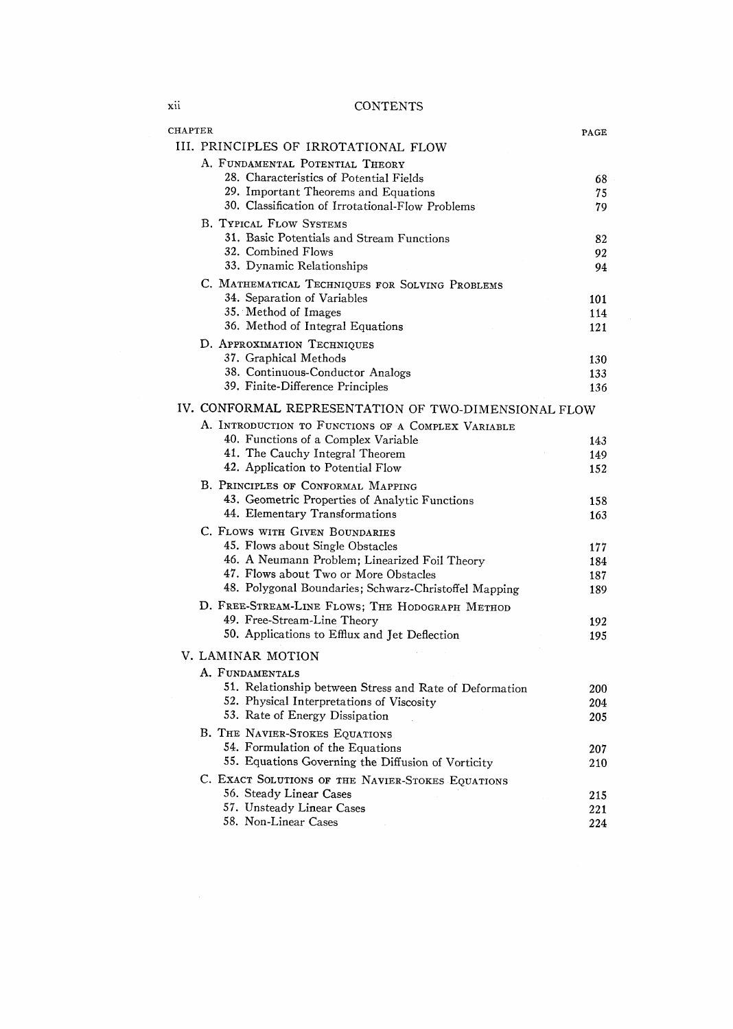# CONTENTS

| CHAPTER | PAGE |
|---|---|
| **III. PRINCIPLES OF IRROTATIONAL FLOW** | |
| A. FUNDAMENTAL POTENTIAL THEORY | |
| 28. Characteristics of Potential Fields | 68 |
| 29. Important Theorems and Equations | 75 |
| 30. Classification of Irrotational-Flow Problems | 79 |
| B. TYPICAL FLOW SYSTEMS | |
| 31. Basic Potentials and Stream Functions | 82 |
| 32. Combined Flows | 92 |
| 33. Dynamic Relationships | 94 |
| C. MATHEMATICAL TECHNIQUES FOR SOLVING PROBLEMS | |
| 34. Separation of Variables | 101 |
| 35. Method of Images | 114 |
| 36. Method of Integral Equations | 121 |
| D. APPROXIMATION TECHNIQUES | |
| 37. Graphical Methods | 130 |
| 38. Continuous-Conductor Analogs | 133 |
| 39. Finite-Difference Principles | 136 |
| **IV. CONFORMAL REPRESENTATION OF TWO-DIMENSIONAL FLOW** | |
| A. INTRODUCTION TO FUNCTIONS OF A COMPLEX VARIABLE | |
| 40. Functions of a Complex Variable | 143 |
| 41. The Cauchy Integral Theorem | 149 |
| 42. Application to Potential Flow | 152 |
| B. PRINCIPLES OF CONFORMAL MAPPING | |
| 43. Geometric Properties of Analytic Functions | 158 |
| 44. Elementary Transformations | 163 |
| C. FLOWS WITH GIVEN BOUNDARIES | |
| 45. Flows about Single Obstacles | 177 |
| 46. A Neumann Problem; Linearized Foil Theory | 184 |
| 47. Flows about Two or More Obstacles | 187 |
| 48. Polygonal Boundaries; Schwarz-Christoffel Mapping | 189 |
| D. FREE-STREAM-LINE FLOWS; THE HODOGRAPH METHOD | |
| 49. Free-Stream-Line Theory | 192 |
| 50. Applications to Efflux and Jet Deflection | 195 |
| **V. LAMINAR MOTION** | |
| A. FUNDAMENTALS | |
| 51. Relationship between Stress and Rate of Deformation | 200 |
| 52. Physical Interpretations of Viscosity | 204 |
| 53. Rate of Energy Dissipation | 205 |
| B. THE NAVIER-STOKES EQUATIONS | |
| 54. Formulation of the Equations | 207 |
| 55. Equations Governing the Diffusion of Vorticity | 210 |
| C. EXACT SOLUTIONS OF THE NAVIER-STOKES EQUATIONS | |
| 56. Steady Linear Cases | 215 |
| 57. Unsteady Linear Cases | 221 |
| 58. Non-Linear Cases | 224 |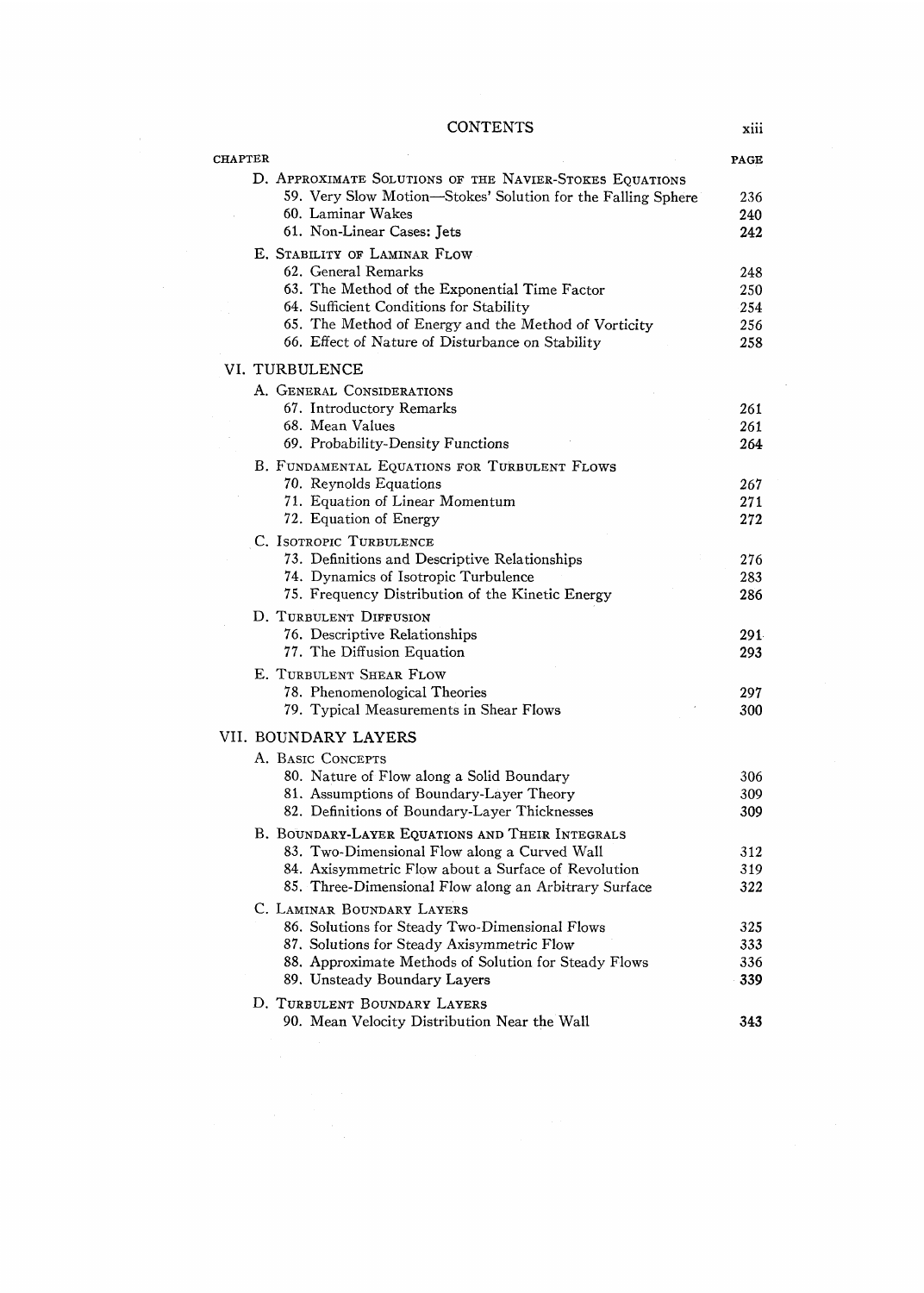| CHAPTER | PAGE |
|---|---|
| D. APPROXIMATE SOLUTIONS OF THE NAVIER-STOKES EQUATIONS | |
| 59. Very Slow Motion—Stokes' Solution for the Falling Sphere | 236 |
| 60. Laminar Wakes | 240 |
| 61. Non-Linear Cases: Jets | 242 |
| E. STABILITY OF LAMINAR FLOW | |
| 62. General Remarks | 248 |
| 63. The Method of the Exponential Time Factor | 250 |
| 64. Sufficient Conditions for Stability | 254 |
| 65. The Method of Energy and the Method of Vorticity | 256 |
| 66. Effect of Nature of Disturbance on Stability | 258 |
| VI. TURBULENCE | |
| A. GENERAL CONSIDERATIONS | |
| 67. Introductory Remarks | 261 |
| 68. Mean Values | 261 |
| 69. Probability-Density Functions | 264 |
| B. FUNDAMENTAL EQUATIONS FOR TURBULENT FLOWS | |
| 70. Reynolds Equations | 267 |
| 71. Equation of Linear Momentum | 271 |
| 72. Equation of Energy | 272 |
| C. ISOTROPIC TURBULENCE | |
| 73. Definitions and Descriptive Relationships | 276 |
| 74. Dynamics of Isotropic Turbulence | 283 |
| 75. Frequency Distribution of the Kinetic Energy | 286 |
| D. TURBULENT DIFFUSION | |
| 76. Descriptive Relationships | 291 |
| 77. The Diffusion Equation | 293 |
| E. TURBULENT SHEAR FLOW | |
| 78. Phenomenological Theories | 297 |
| 79. Typical Measurements in Shear Flows | 300 |
| VII. BOUNDARY LAYERS | |
| A. BASIC CONCEPTS | |
| 80. Nature of Flow along a Solid Boundary | 306 |
| 81. Assumptions of Boundary-Layer Theory | 309 |
| 82. Definitions of Boundary-Layer Thicknesses | 309 |
| B. BOUNDARY-LAYER EQUATIONS AND THEIR INTEGRALS | |
| 83. Two-Dimensional Flow along a Curved Wall | 312 |
| 84. Axisymmetric Flow about a Surface of Revolution | 319 |
| 85. Three-Dimensional Flow along an Arbitrary Surface | 322 |
| C. LAMINAR BOUNDARY LAYERS | |
| 86. Solutions for Steady Two-Dimensional Flows | 325 |
| 87. Solutions for Steady Axisymmetric Flow | 333 |
| 88. Approximate Methods of Solution for Steady Flows | 336 |
| 89. Unsteady Boundary Layers | 339 |
| D. TURBULENT BOUNDARY LAYERS | |
| 90. Mean Velocity Distribution Near the Wall | 343 |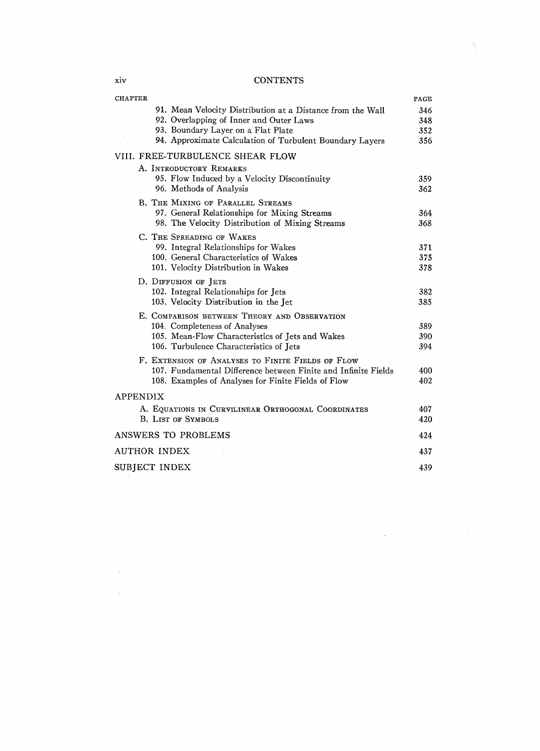| CHAPTER | PAGE |
|---|---|
| 91. Mean Velocity Distribution at a Distance from the Wall | 346 |
| 92. Overlapping of Inner and Outer Laws | 348 |
| 93. Boundary Layer on a Flat Plate | 352 |
| 94. Approximate Calculation of Turbulent Boundary Layers | 356 |
| **VIII. FREE-TURBULENCE SHEAR FLOW** | |
| A. INTRODUCTORY REMARKS | |
| 95. Flow Induced by a Velocity Discontinuity | 359 |
| 96. Methods of Analysis | 362 |
| B. THE MIXING OF PARALLEL STREAMS | |
| 97. General Relationships for Mixing Streams | 364 |
| 98. The Velocity Distribution of Mixing Streams | 368 |
| C. THE SPREADING OF WAKES | |
| 99. Integral Relationships for Wakes | 371 |
| 100. General Characteristics of Wakes | 375 |
| 101. Velocity Distribution in Wakes | 378 |
| D. DIFFUSION OF JETS | |
| 102. Integral Relationships for Jets | 382 |
| 103. Velocity Distribution in the Jet | 385 |
| E. COMPARISON BETWEEN THEORY AND OBSERVATION | |
| 104. Completeness of Analyses | 389 |
| 105. Mean-Flow Characteristics of Jets and Wakes | 390 |
| 106. Turbulence Characteristics of Jets | 394 |
| F. EXTENSION OF ANALYSES TO FINITE FIELDS OF FLOW | |
| 107. Fundamental Difference between Finite and Infinite Fields | 400 |
| 108. Examples of Analyses for Finite Fields of Flow | 402 |
| **APPENDIX** | |
| A. EQUATIONS IN CURVILINEAR ORTHOGONAL COORDINATES | 407 |
| B. LIST OF SYMBOLS | 420 |
| **ANSWERS TO PROBLEMS** | 424 |
| **AUTHOR INDEX** | 437 |
| **SUBJECT INDEX** | 439 |